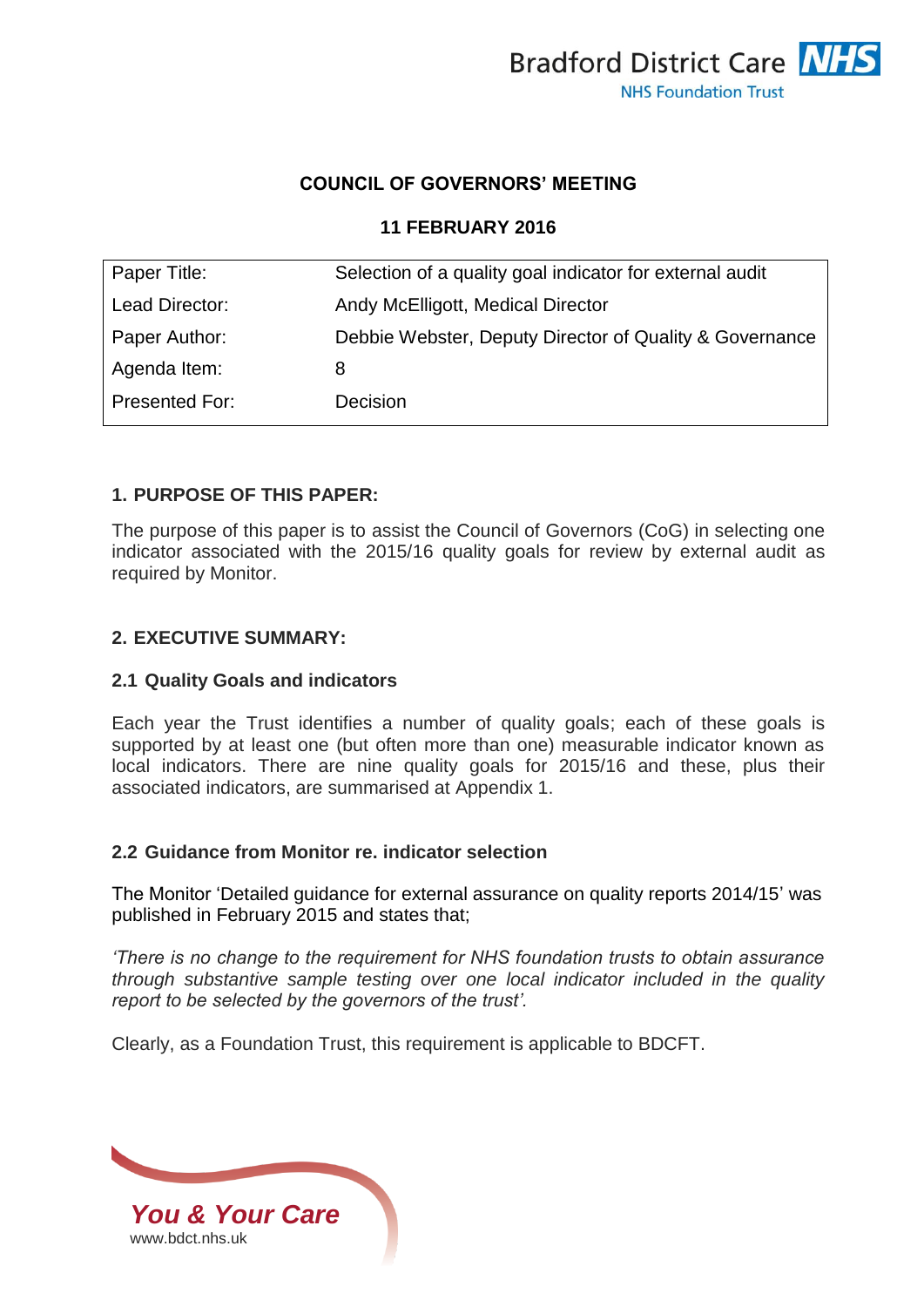Bradford District Care NHS Foundation Trust

## COUNCIL OF GOVERNORS' MEETING

## 11 FEBRUARY 2016

| Paper Title: | Selection of a quality goal indicator for external audit |
|---|---|
| Lead Director: | Andy McElligott, Medical Director |
| Paper Author: | Debbie Webster, Deputy Director of Quality & Governance |
| Agenda Item: | 8 |
| Presented For: | Decision |

### 1. PURPOSE OF THIS PAPER:

The purpose of this paper is to assist the Council of Governors (CoG) in selecting one indicator associated with the 2015/16 quality goals for review by external audit as required by Monitor.

### 2. EXECUTIVE SUMMARY:

#### 2.1 Quality Goals and indicators

Each year the Trust identifies a number of quality goals; each of these goals is supported by at least one (but often more than one) measurable indicator known as local indicators. There are nine quality goals for 2015/16 and these, plus their associated indicators, are summarised at Appendix 1.

#### 2.2 Guidance from Monitor re. indicator selection

The Monitor 'Detailed guidance for external assurance on quality reports 2014/15' was published in February 2015 and states that;

*'There is no change to the requirement for NHS foundation trusts to obtain assurance through substantive sample testing over one local indicator included in the quality report to be selected by the governors of the trust'.*

Clearly, as a Foundation Trust, this requirement is applicable to BDCFT.

*You & Your Care*
www.bdct.nhs.uk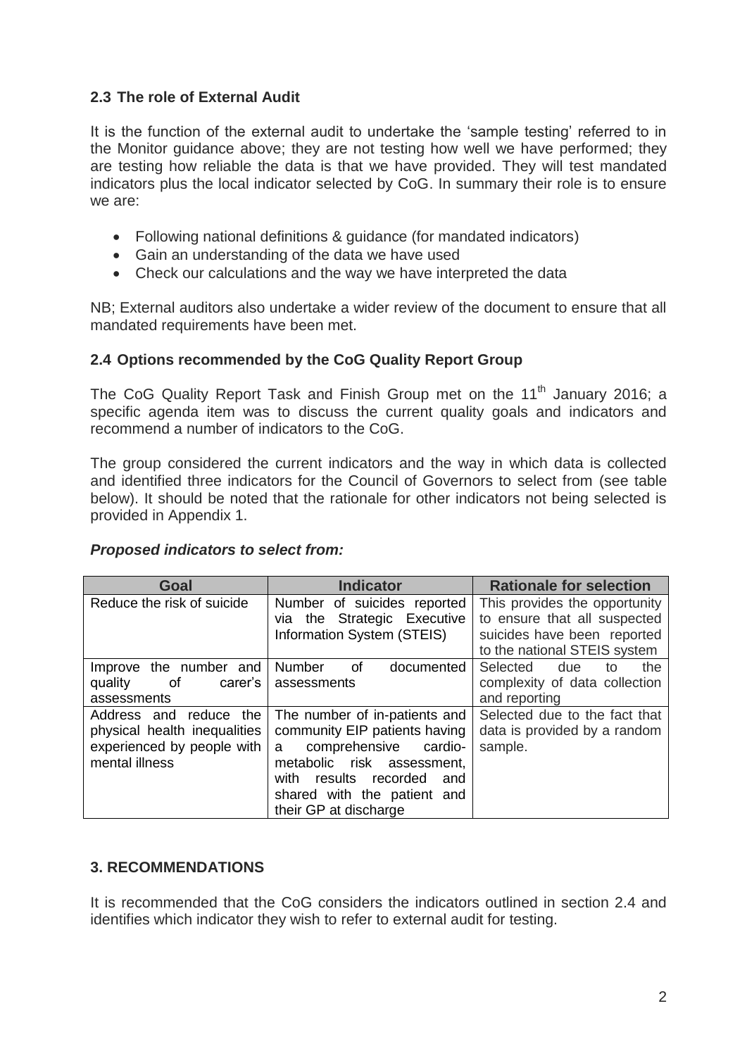### 2.3 The role of External Audit

It is the function of the external audit to undertake the 'sample testing' referred to in the Monitor guidance above; they are not testing how well we have performed; they are testing how reliable the data is that we have provided. They will test mandated indicators plus the local indicator selected by CoG. In summary their role is to ensure we are:

- Following national definitions & guidance (for mandated indicators)
- Gain an understanding of the data we have used
- Check our calculations and the way we have interpreted the data

NB; External auditors also undertake a wider review of the document to ensure that all mandated requirements have been met.

### 2.4 Options recommended by the CoG Quality Report Group

The CoG Quality Report Task and Finish Group met on the 11th January 2016; a specific agenda item was to discuss the current quality goals and indicators and recommend a number of indicators to the CoG.

The group considered the current indicators and the way in which data is collected and identified three indicators for the Council of Governors to select from (see table below). It should be noted that the rationale for other indicators not being selected is provided in Appendix 1.

***Proposed indicators to select from:***

| Goal | Indicator | Rationale for selection |
| --- | --- | --- |
| Reduce the risk of suicide | Number of suicides reported via the Strategic Executive Information System (STEIS) | This provides the opportunity to ensure that all suspected suicides have been reported to the national STEIS system |
| Improve the number and quality of carer's assessments | Number of documented assessments | Selected due to the complexity of data collection and reporting |
| Address and reduce the physical health inequalities experienced by people with mental illness | The number of in-patients and community EIP patients having a comprehensive cardio-metabolic risk assessment, with results recorded and shared with the patient and their GP at discharge | Selected due to the fact that data is provided by a random sample. |

## 3. RECOMMENDATIONS

It is recommended that the CoG considers the indicators outlined in section 2.4 and identifies which indicator they wish to refer to external audit for testing.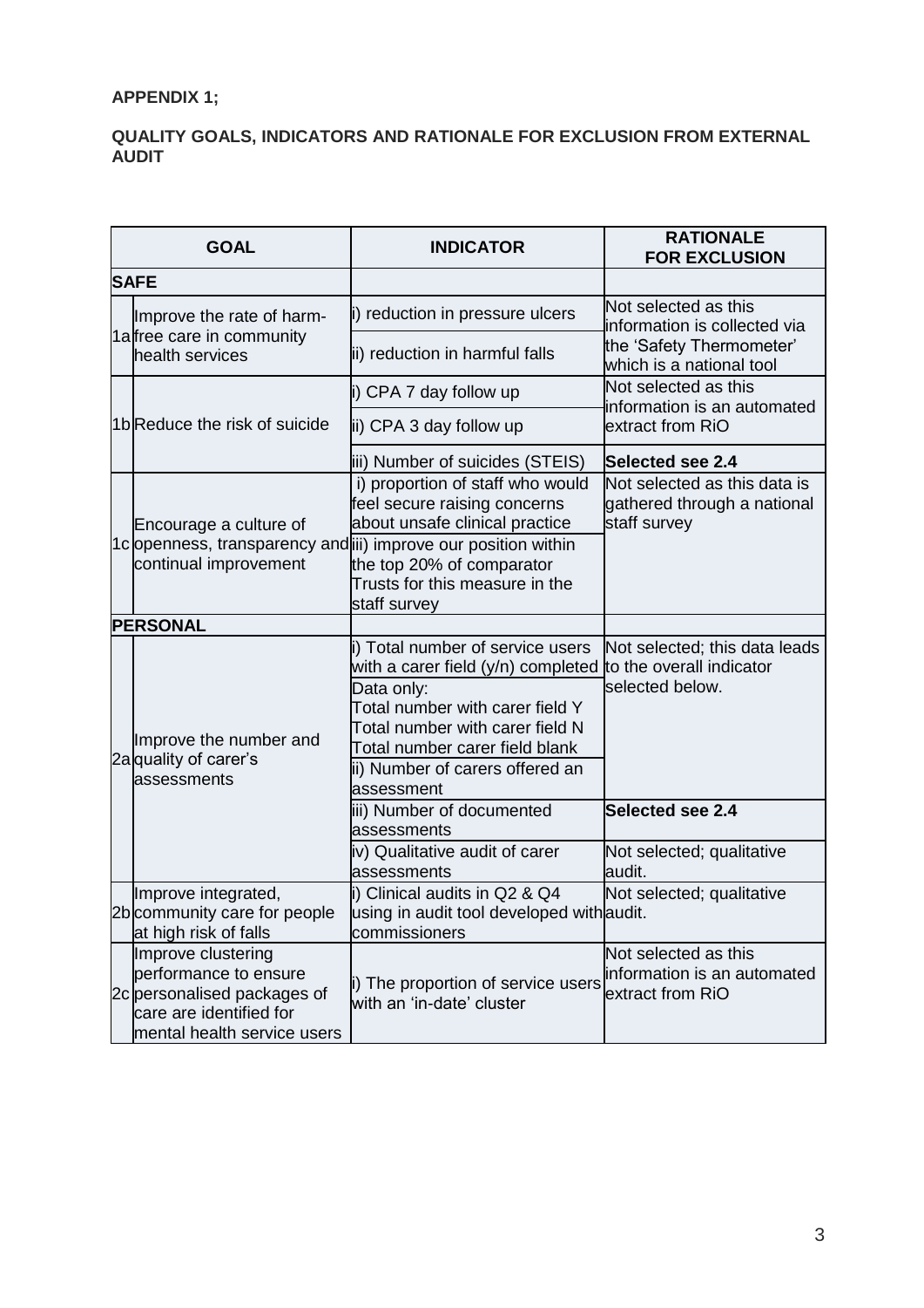**APPENDIX 1;**

**QUALITY GOALS, INDICATORS AND RATIONALE FOR EXCLUSION FROM EXTERNAL AUDIT**

| | GOAL | INDICATOR | RATIONALE FOR EXCLUSION |
|---|---|---|---|
| **SAFE** | | | |
| 1a | Improve the rate of harm-free care in community health services | i) reduction in pressure ulcers | Not selected as this information is collected via the 'Safety Thermometer' which is a national tool |
| | | ii) reduction in harmful falls | |
| 1b | Reduce the risk of suicide | i) CPA 7 day follow up | Not selected as this information is an automated extract from RiO |
| | | ii) CPA 3 day follow up | |
| | | iii) Number of suicides (STEIS) | **Selected see 2.4** |
| 1c | Encourage a culture of openness, transparency and continual improvement | i) proportion of staff who would feel secure raising concerns about unsafe clinical practice | Not selected as this data is gathered through a national staff survey |
| | | ii) improve our position within the top 20% of comparator Trusts for this measure in the staff survey | |
| **PERSONAL** | | | |
| 2a | Improve the number and quality of carer's assessments | i) Total number of service users with a carer field (y/n) completed | Not selected; this data leads to the overall indicator selected below. |
| | | Data only:<br>Total number with carer field Y<br>Total number with carer field N<br>Total number carer field blank | |
| | | ii) Number of carers offered an assessment | |
| | | iii) Number of documented assessments | **Selected see 2.4** |
| | | iv) Qualitative audit of carer assessments | Not selected; qualitative audit. |
| 2b | Improve integrated, community care for people at high risk of falls | i) Clinical audits in Q2 & Q4 using in audit tool developed with commissioners | Not selected; qualitative audit. |
| 2c | Improve clustering performance to ensure personalised packages of care are identified for mental health service users | i) The proportion of service users with an 'in-date' cluster | Not selected as this information is an automated extract from RiO |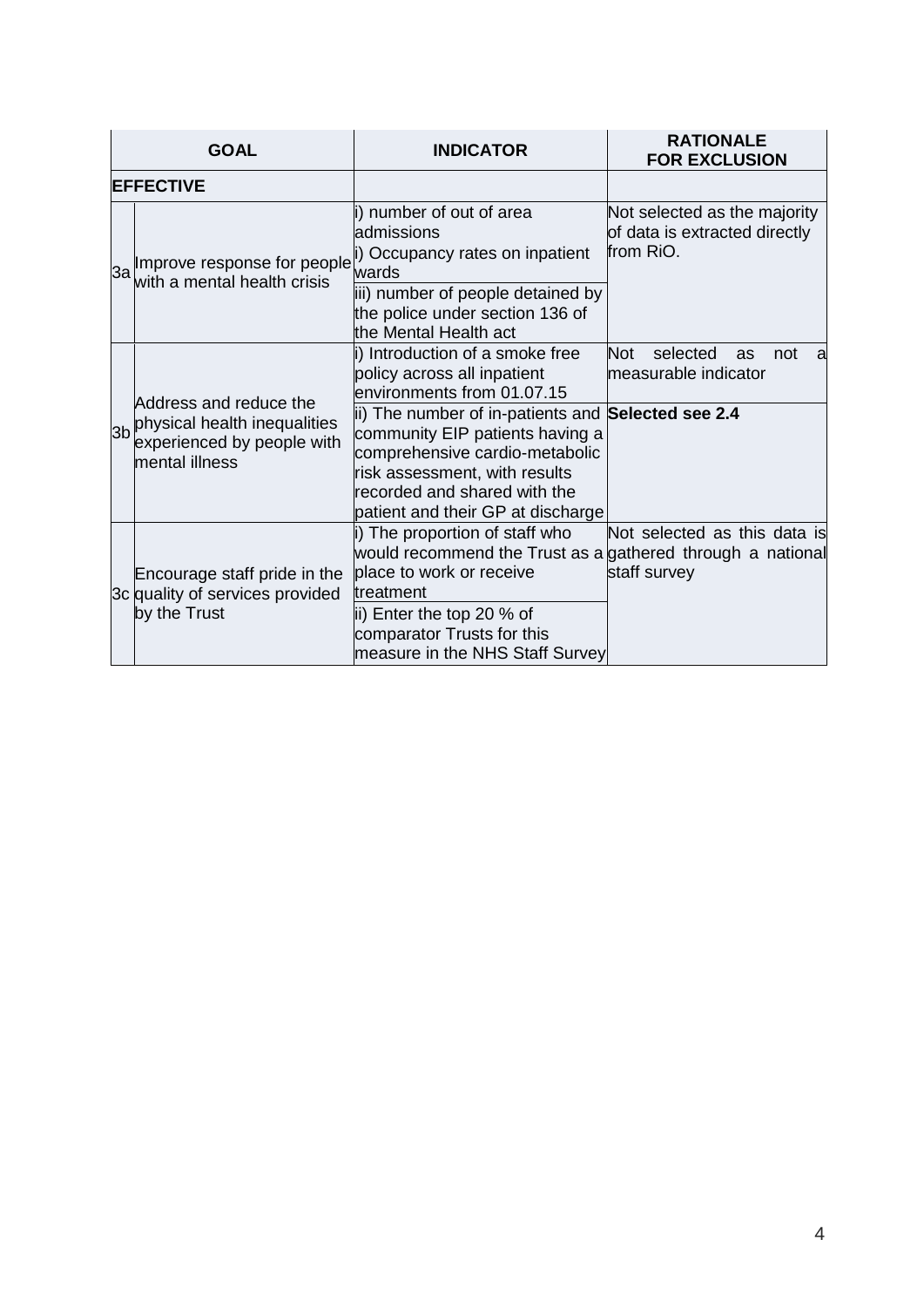| GOAL | | INDICATOR | RATIONALE FOR EXCLUSION |
|---|---|---|---|
| **EFFECTIVE** | | | |
| 3a | Improve response for people with a mental health crisis | i) number of out of area admissions<br>i) Occupancy rates on inpatient wards | Not selected as the majority of data is extracted directly from RiO. |
| | | iii) number of people detained by the police under section 136 of the Mental Health act | |
| 3b | Address and reduce the physical health inequalities experienced by people with mental illness | i) Introduction of a smoke free policy across all inpatient environments from 01.07.15 | Not selected as not a measurable indicator |
| | | ii) The number of in-patients and community EIP patients having a comprehensive cardio-metabolic risk assessment, with results recorded and shared with the patient and their GP at discharge | **Selected see 2.4** |
| 3c | Encourage staff pride in the quality of services provided by the Trust | i) The proportion of staff who would recommend the Trust as a place to work or receive treatment | Not selected as this data is gathered through a national staff survey |
| | | ii) Enter the top 20 % of comparator Trusts for this measure in the NHS Staff Survey | |